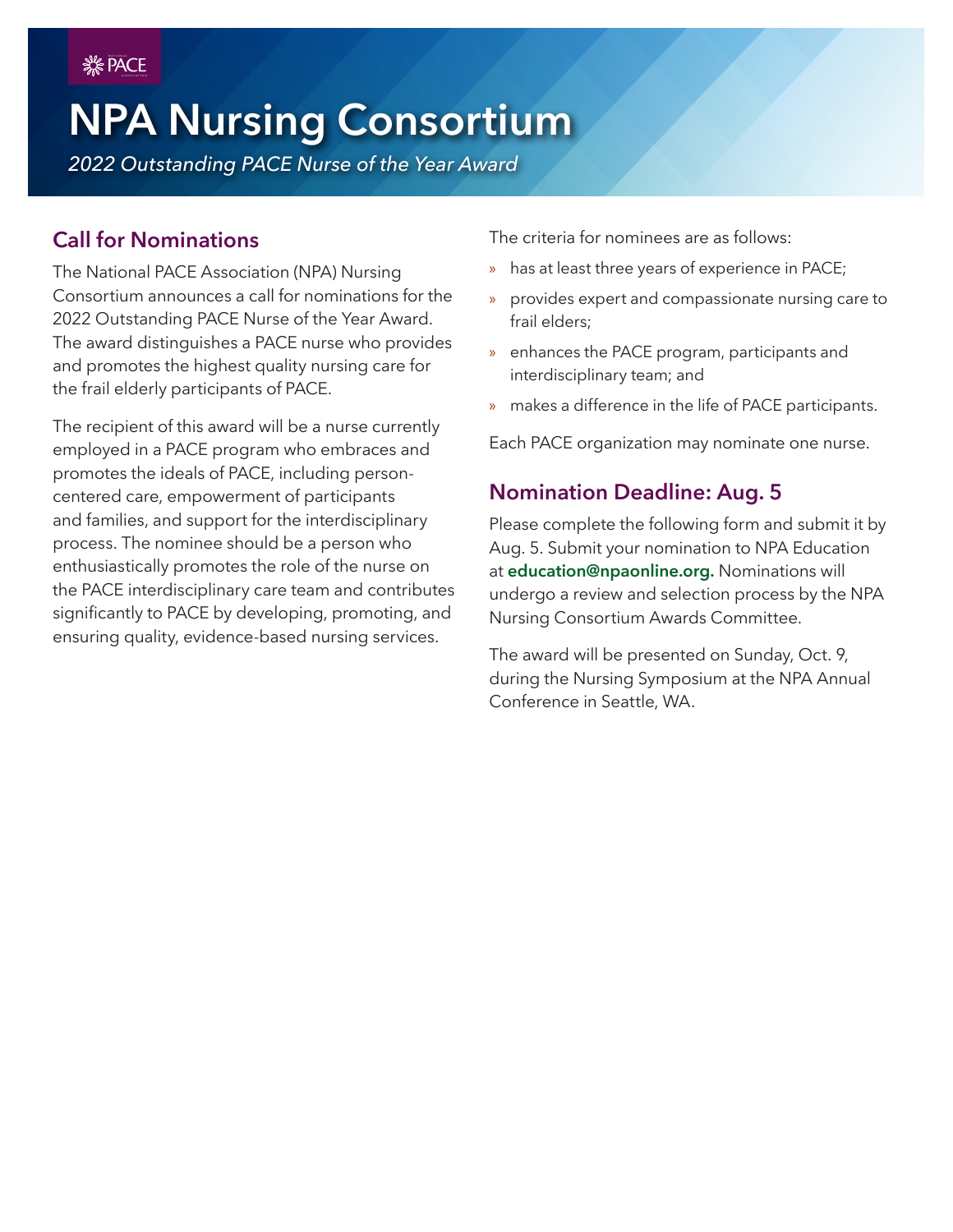NATIONAL PACE ASSOCIATION

# NPA Nursing Consortium

*2022 Outstanding PACE Nurse of the Year Award*

## Call for Nominations

The National PACE Association (NPA) Nursing Consortium announces a call for nominations for the 2022 Outstanding PACE Nurse of the Year Award. The award distinguishes a PACE nurse who provides and promotes the highest quality nursing care for the frail elderly participants of PACE.

The recipient of this award will be a nurse currently employed in a PACE program who embraces and promotes the ideals of PACE, including person-centered care, empowerment of participants and families, and support for the interdisciplinary process. The nominee should be a person who enthusiastically promotes the role of the nurse on the PACE interdisciplinary care team and contributes significantly to PACE by developing, promoting, and ensuring quality, evidence-based nursing services.

The criteria for nominees are as follows:

- has at least three years of experience in PACE;
- provides expert and compassionate nursing care to frail elders;
- enhances the PACE program, participants and interdisciplinary team; and
- makes a difference in the life of PACE participants.

Each PACE organization may nominate one nurse.

## Nomination Deadline: Aug. 5

Please complete the following form and submit it by Aug. 5. Submit your nomination to NPA Education at **education@npaonline.org.** Nominations will undergo a review and selection process by the NPA Nursing Consortium Awards Committee.

The award will be presented on Sunday, Oct. 9, during the Nursing Symposium at the NPA Annual Conference in Seattle, WA.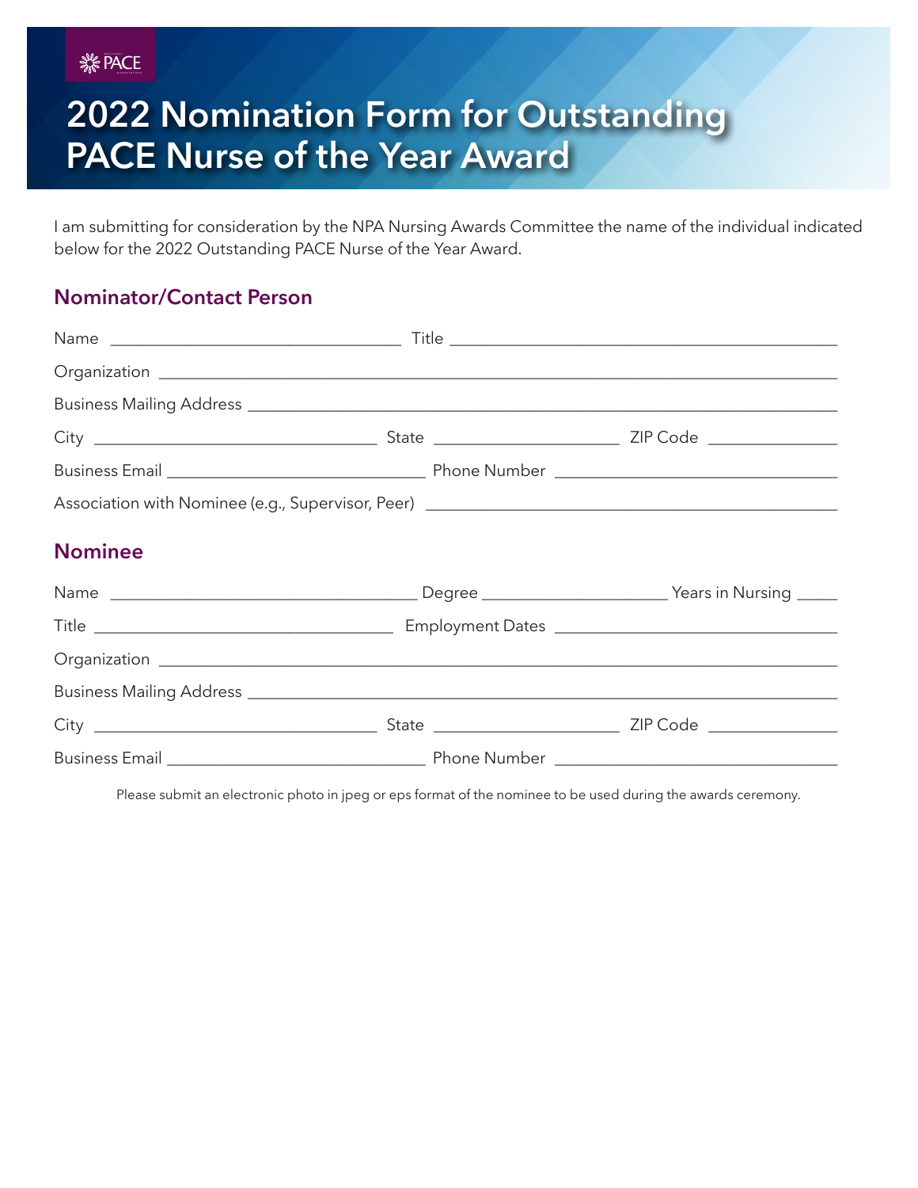# 2022 Nomination Form for Outstanding PACE Nurse of the Year Award

I am submitting for consideration by the NPA Nursing Awards Committee the name of the individual indicated below for the 2022 Outstanding PACE Nurse of the Year Award.

## Nominator/Contact Person

Name ______________________________ Title ______________________________

Organization ______________________________

Business Mailing Address ______________________________

City ______________________________ State ______________________________ ZIP Code ______________________________

Business Email ______________________________ Phone Number ______________________________

Association with Nominee (e.g., Supervisor, Peer) ______________________________

## Nominee

Name ______________________________ Degree ______________________________ Years in Nursing ______

Title ______________________________ Employment Dates ______________________________

Organization ______________________________

Business Mailing Address ______________________________

City ______________________________ State ______________________________ ZIP Code ______________________________

Business Email ______________________________ Phone Number ______________________________

Please submit an electronic photo in jpeg or eps format of the nominee to be used during the awards ceremony.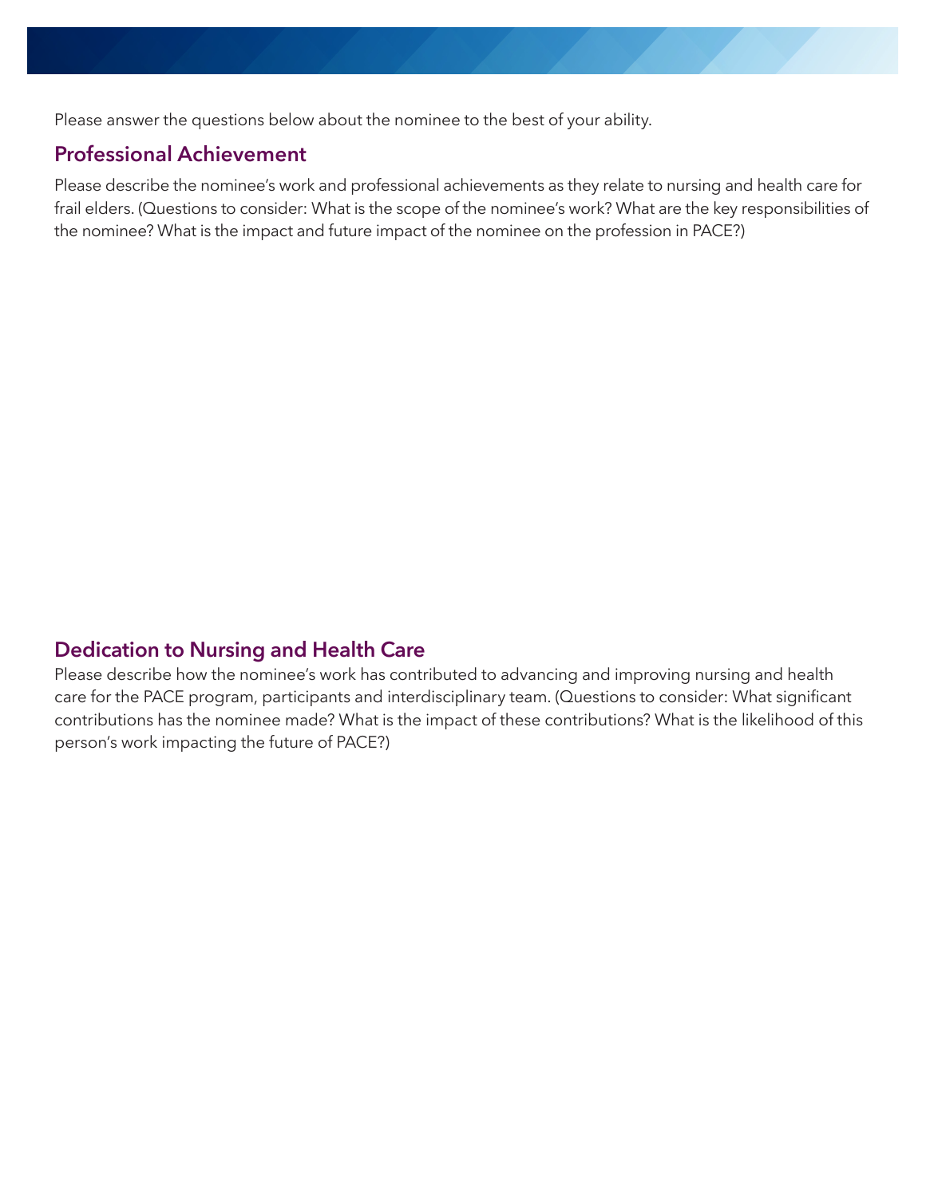Please answer the questions below about the nominee to the best of your ability.

## Professional Achievement

Please describe the nominee's work and professional achievements as they relate to nursing and health care for frail elders. (Questions to consider: What is the scope of the nominee's work? What are the key responsibilities of the nominee? What is the impact and future impact of the nominee on the profession in PACE?)

## Dedication to Nursing and Health Care

Please describe how the nominee's work has contributed to advancing and improving nursing and health care for the PACE program, participants and interdisciplinary team. (Questions to consider: What significant contributions has the nominee made? What is the impact of these contributions? What is the likelihood of this person's work impacting the future of PACE?)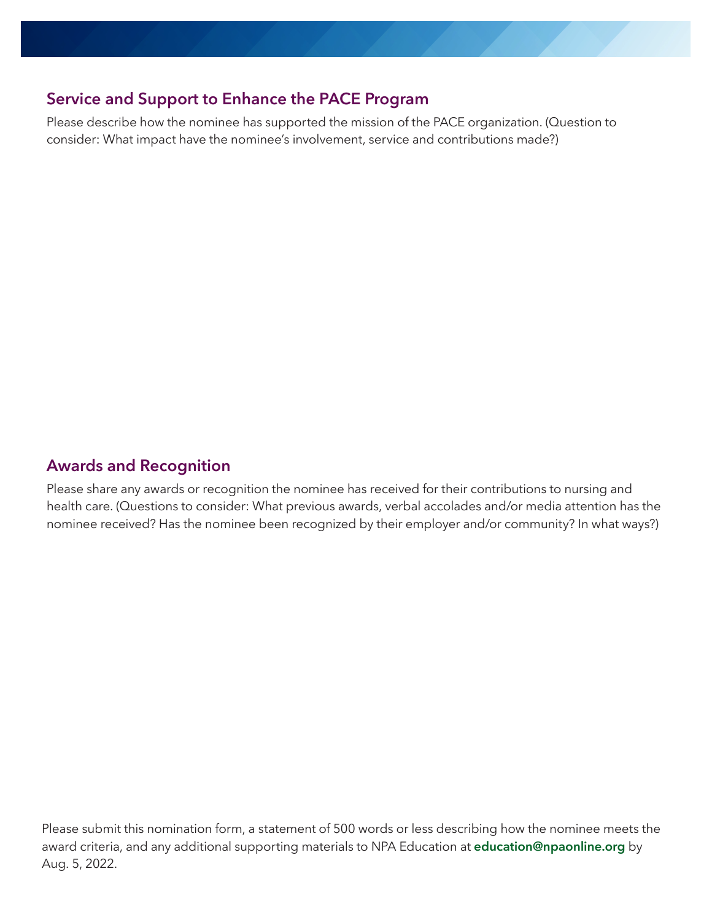## Service and Support to Enhance the PACE Program

Please describe how the nominee has supported the mission of the PACE organization. (Question to consider: What impact have the nominee's involvement, service and contributions made?)

## Awards and Recognition

Please share any awards or recognition the nominee has received for their contributions to nursing and health care. (Questions to consider: What previous awards, verbal accolades and/or media attention has the nominee received? Has the nominee been recognized by their employer and/or community? In what ways?)

Please submit this nomination form, a statement of 500 words or less describing how the nominee meets the award criteria, and any additional supporting materials to NPA Education at **education@npaonline.org** by Aug. 5, 2022.